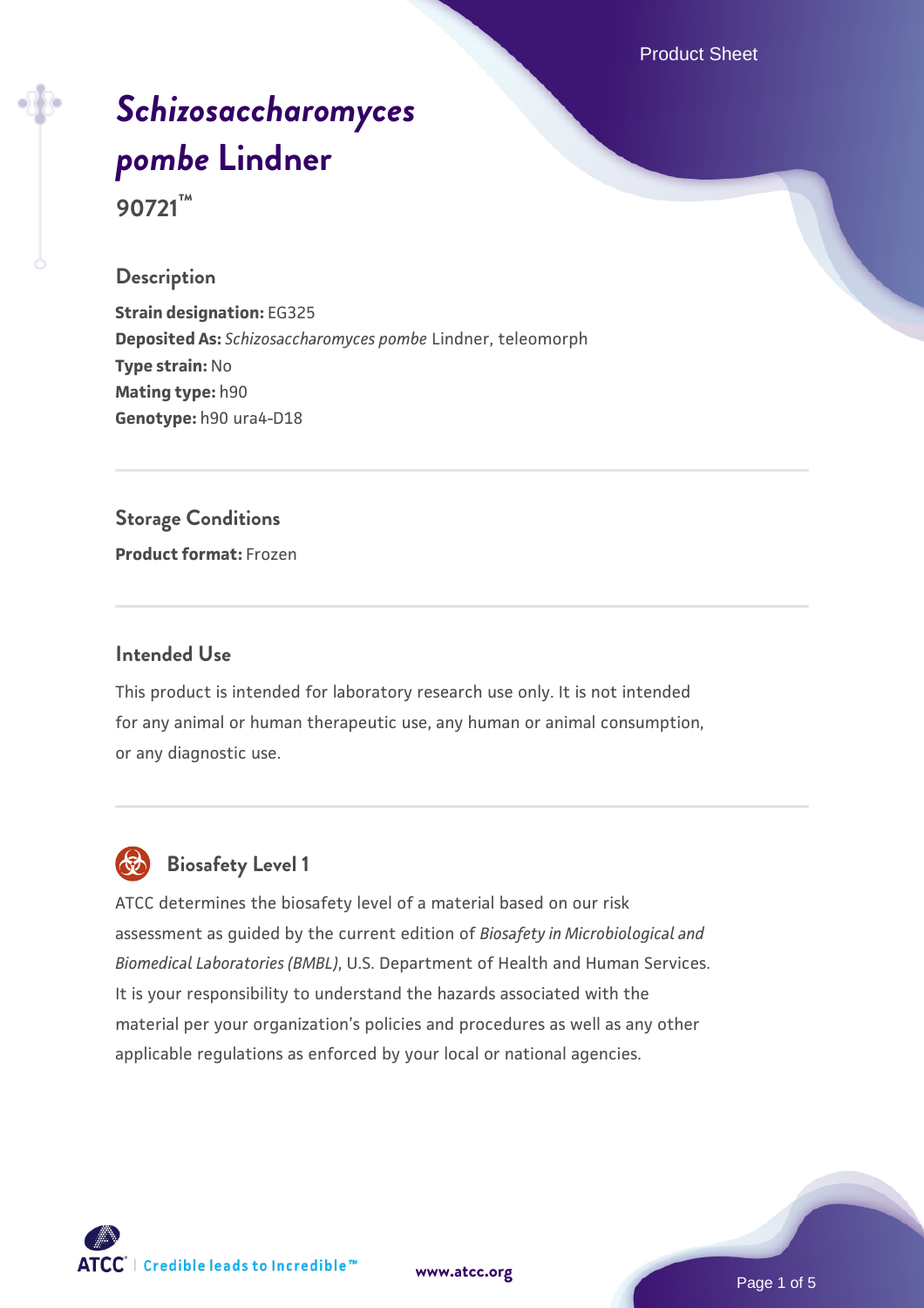# *Schizosaccharomyces pombe* Lindner

**90721™**

## Description

**Strain designation:** EG325
**Deposited As:** *Schizosaccharomyces pombe* Lindner, teleomorph
**Type strain:** No
**Mating type:** h90
**Genotype:** h90 ura4-D18

## Storage Conditions

**Product format:** Frozen

## Intended Use

This product is intended for laboratory research use only. It is not intended for any animal or human therapeutic use, any human or animal consumption, or any diagnostic use.

## Biosafety Level 1

ATCC determines the biosafety level of a material based on our risk assessment as guided by the current edition of *Biosafety in Microbiological and Biomedical Laboratories (BMBL)*, U.S. Department of Health and Human Services. It is your responsibility to understand the hazards associated with the material per your organization's policies and procedures as well as any other applicable regulations as enforced by your local or national agencies.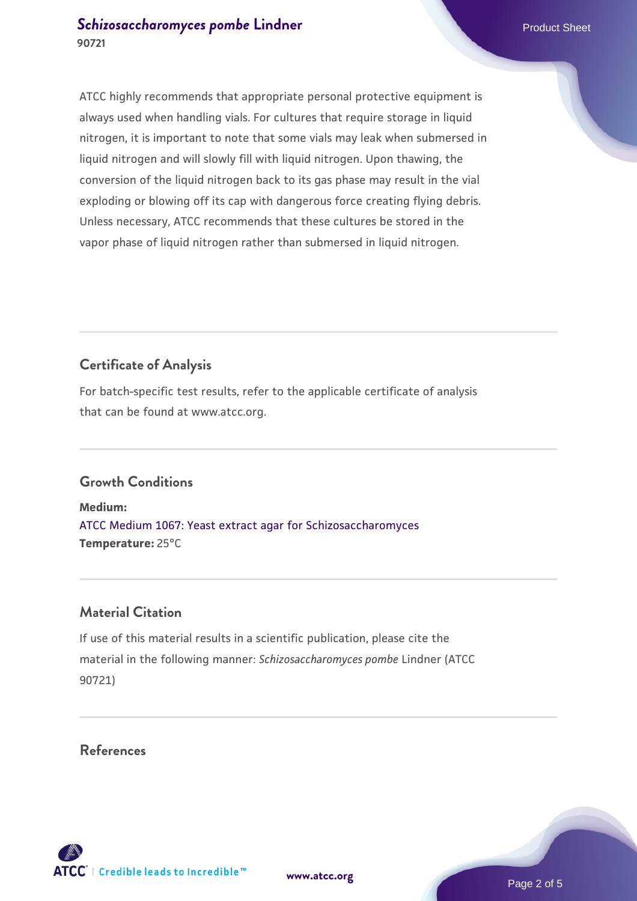ATCC highly recommends that appropriate personal protective equipment is always used when handling vials. For cultures that require storage in liquid nitrogen, it is important to note that some vials may leak when submersed in liquid nitrogen and will slowly fill with liquid nitrogen. Upon thawing, the conversion of the liquid nitrogen back to its gas phase may result in the vial exploding or blowing off its cap with dangerous force creating flying debris. Unless necessary, ATCC recommends that these cultures be stored in the vapor phase of liquid nitrogen rather than submersed in liquid nitrogen.

## Certificate of Analysis

For batch-specific test results, refer to the applicable certificate of analysis that can be found at www.atcc.org.

## Growth Conditions

**Medium:**
ATCC Medium 1067: Yeast extract agar for Schizosaccharomyces
**Temperature:** 25°C

## Material Citation

If use of this material results in a scientific publication, please cite the material in the following manner: *Schizosaccharomyces pombe* Lindner (ATCC 90721)

## References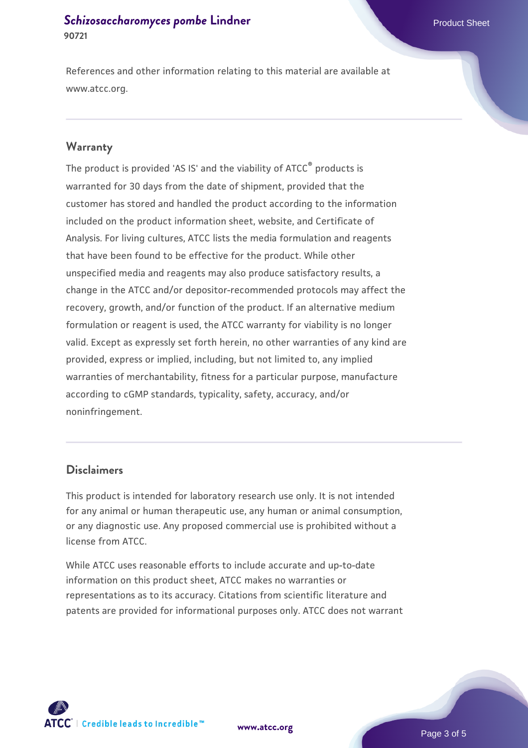References and other information relating to this material are available at www.atcc.org.

## Warranty

The product is provided 'AS IS' and the viability of ATCC® products is warranted for 30 days from the date of shipment, provided that the customer has stored and handled the product according to the information included on the product information sheet, website, and Certificate of Analysis. For living cultures, ATCC lists the media formulation and reagents that have been found to be effective for the product. While other unspecified media and reagents may also produce satisfactory results, a change in the ATCC and/or depositor-recommended protocols may affect the recovery, growth, and/or function of the product. If an alternative medium formulation or reagent is used, the ATCC warranty for viability is no longer valid. Except as expressly set forth herein, no other warranties of any kind are provided, express or implied, including, but not limited to, any implied warranties of merchantability, fitness for a particular purpose, manufacture according to cGMP standards, typicality, safety, accuracy, and/or noninfringement.

## Disclaimers

This product is intended for laboratory research use only. It is not intended for any animal or human therapeutic use, any human or animal consumption, or any diagnostic use. Any proposed commercial use is prohibited without a license from ATCC.

While ATCC uses reasonable efforts to include accurate and up-to-date information on this product sheet, ATCC makes no warranties or representations as to its accuracy. Citations from scientific literature and patents are provided for informational purposes only. ATCC does not warrant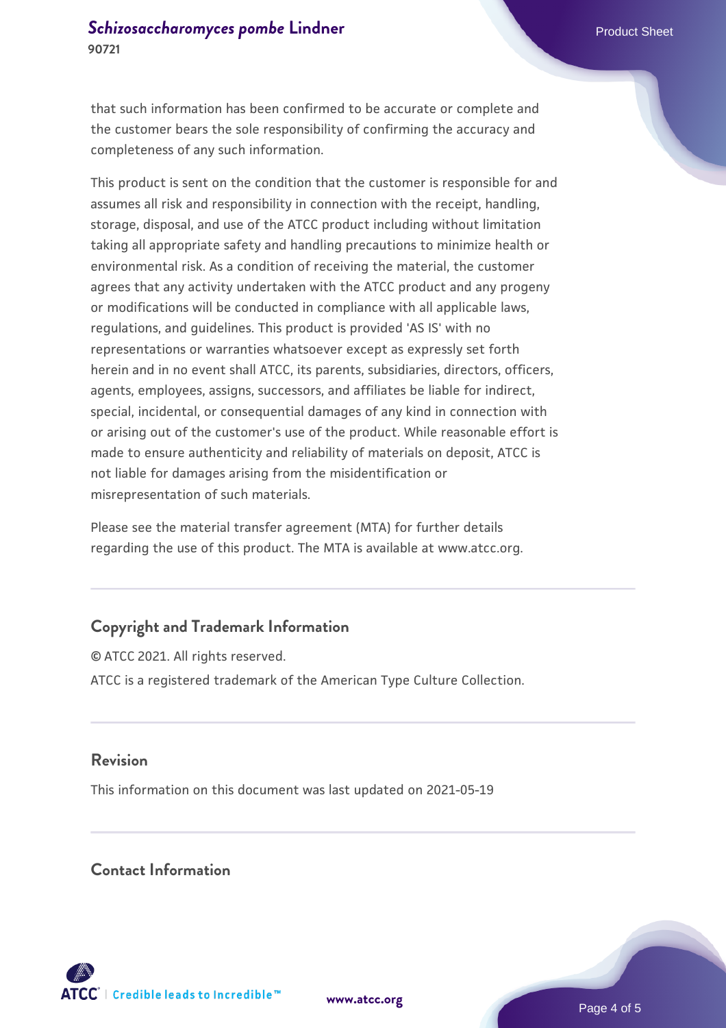that such information has been confirmed to be accurate or complete and the customer bears the sole responsibility of confirming the accuracy and completeness of any such information.

This product is sent on the condition that the customer is responsible for and assumes all risk and responsibility in connection with the receipt, handling, storage, disposal, and use of the ATCC product including without limitation taking all appropriate safety and handling precautions to minimize health or environmental risk. As a condition of receiving the material, the customer agrees that any activity undertaken with the ATCC product and any progeny or modifications will be conducted in compliance with all applicable laws, regulations, and guidelines. This product is provided 'AS IS' with no representations or warranties whatsoever except as expressly set forth herein and in no event shall ATCC, its parents, subsidiaries, directors, officers, agents, employees, assigns, successors, and affiliates be liable for indirect, special, incidental, or consequential damages of any kind in connection with or arising out of the customer's use of the product. While reasonable effort is made to ensure authenticity and reliability of materials on deposit, ATCC is not liable for damages arising from the misidentification or misrepresentation of such materials.

Please see the material transfer agreement (MTA) for further details regarding the use of this product. The MTA is available at www.atcc.org.

## Copyright and Trademark Information

© ATCC 2021. All rights reserved.

ATCC is a registered trademark of the American Type Culture Collection.

## Revision

This information on this document was last updated on 2021-05-19

## Contact Information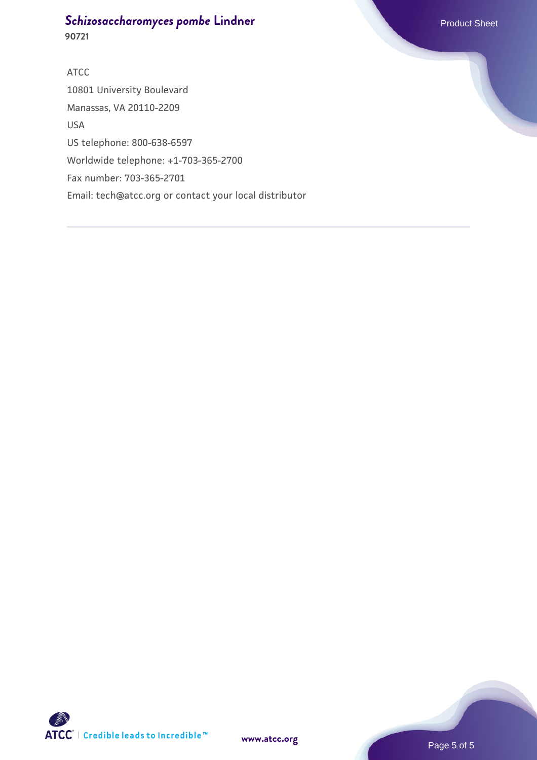ATCC

10801 University Boulevard

Manassas, VA 20110-2209

USA

US telephone: 800-638-6597

Worldwide telephone: +1-703-365-2700

Fax number: 703-365-2701

Email: tech@atcc.org or contact your local distributor